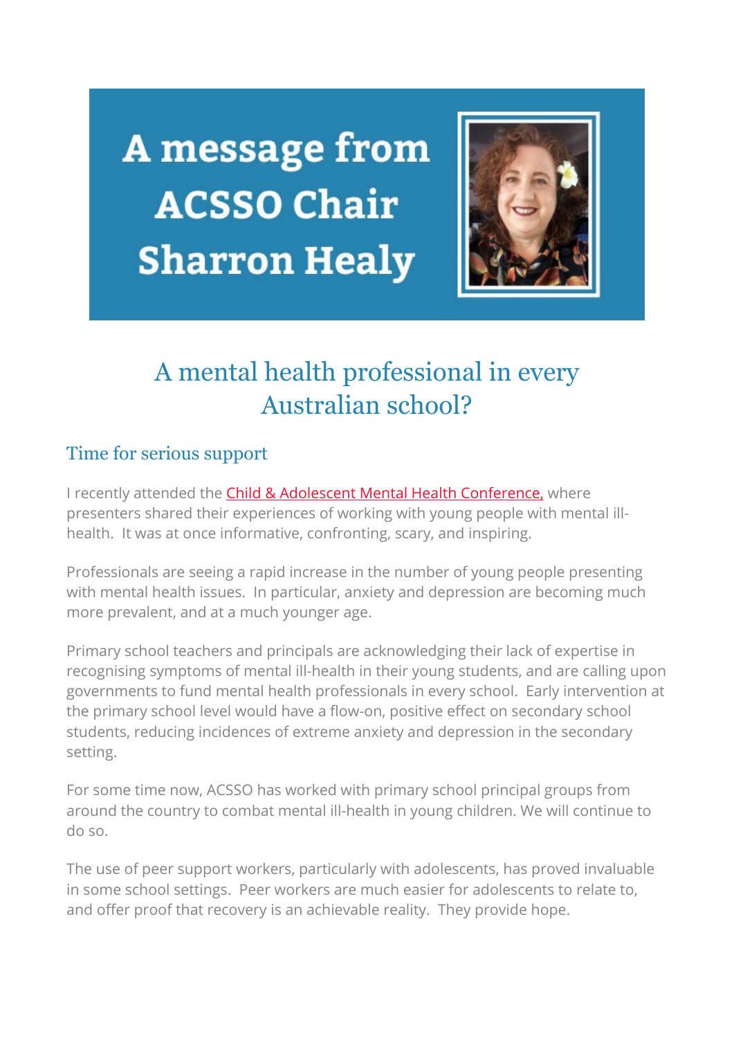# A message from ACSSO Chair Sharron Healy

## A mental health professional in every Australian school?

### Time for serious support

I recently attended the Child & Adolescent Mental Health Conference, where presenters shared their experiences of working with young people with mental ill-health. It was at once informative, confronting, scary, and inspiring.

Professionals are seeing a rapid increase in the number of young people presenting with mental health issues. In particular, anxiety and depression are becoming much more prevalent, and at a much younger age.

Primary school teachers and principals are acknowledging their lack of expertise in recognising symptoms of mental ill-health in their young students, and are calling upon governments to fund mental health professionals in every school. Early intervention at the primary school level would have a flow-on, positive effect on secondary school students, reducing incidences of extreme anxiety and depression in the secondary setting.

For some time now, ACSSO has worked with primary school principal groups from around the country to combat mental ill-health in young children. We will continue to do so.

The use of peer support workers, particularly with adolescents, has proved invaluable in some school settings. Peer workers are much easier for adolescents to relate to, and offer proof that recovery is an achievable reality. They provide hope.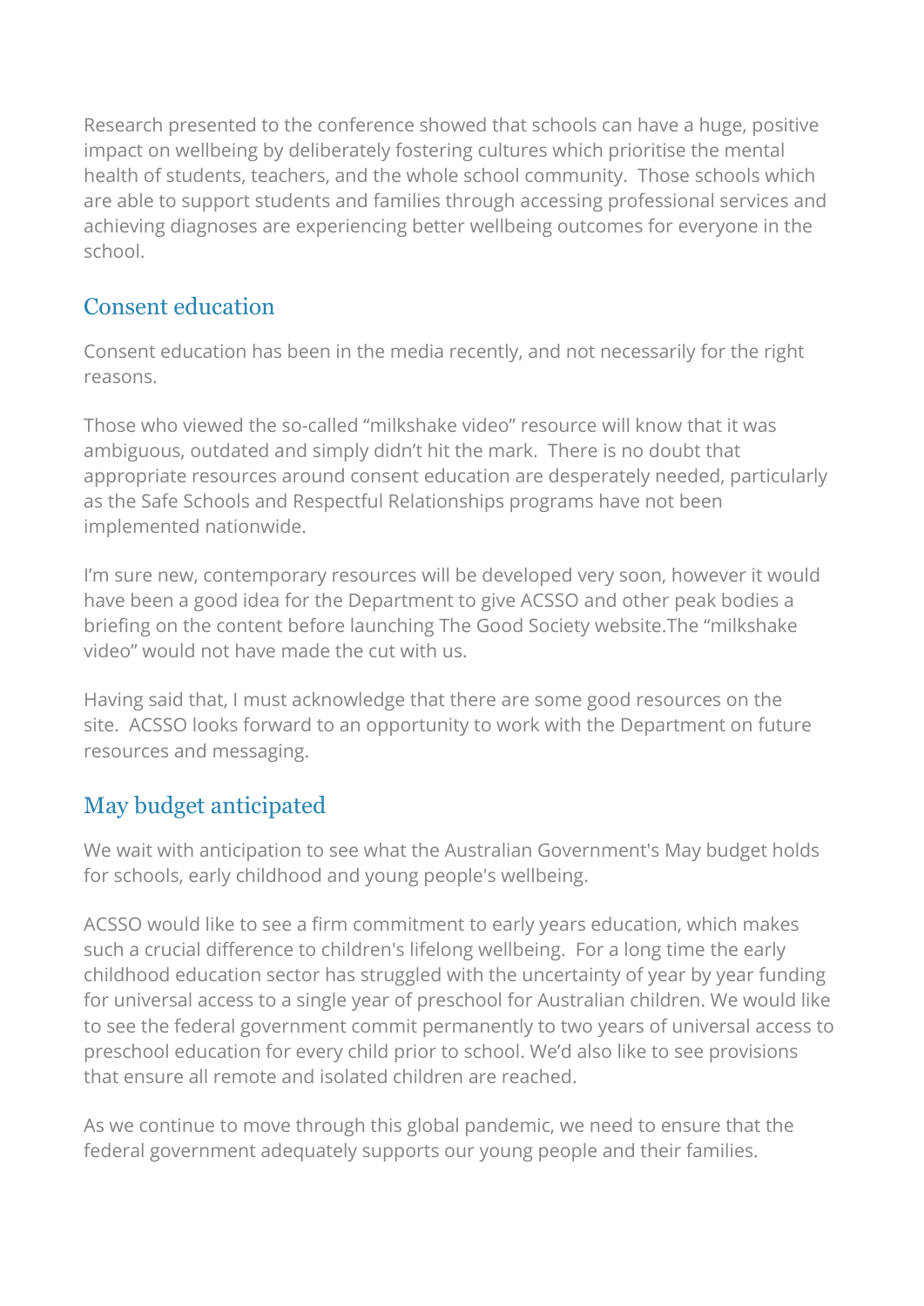Research presented to the conference showed that schools can have a huge, positive impact on wellbeing by deliberately fostering cultures which prioritise the mental health of students, teachers, and the whole school community. Those schools which are able to support students and families through accessing professional services and achieving diagnoses are experiencing better wellbeing outcomes for everyone in the school.

## Consent education

Consent education has been in the media recently, and not necessarily for the right reasons.

Those who viewed the so-called "milkshake video" resource will know that it was ambiguous, outdated and simply didn't hit the mark. There is no doubt that appropriate resources around consent education are desperately needed, particularly as the Safe Schools and Respectful Relationships programs have not been implemented nationwide.

I'm sure new, contemporary resources will be developed very soon, however it would have been a good idea for the Department to give ACSSO and other peak bodies a briefing on the content before launching The Good Society website.The "milkshake video" would not have made the cut with us.

Having said that, I must acknowledge that there are some good resources on the site. ACSSO looks forward to an opportunity to work with the Department on future resources and messaging.

## May budget anticipated

We wait with anticipation to see what the Australian Government's May budget holds for schools, early childhood and young people's wellbeing.

ACSSO would like to see a firm commitment to early years education, which makes such a crucial difference to children's lifelong wellbeing. For a long time the early childhood education sector has struggled with the uncertainty of year by year funding for universal access to a single year of preschool for Australian children. We would like to see the federal government commit permanently to two years of universal access to preschool education for every child prior to school. We'd also like to see provisions that ensure all remote and isolated children are reached.

As we continue to move through this global pandemic, we need to ensure that the federal government adequately supports our young people and their families.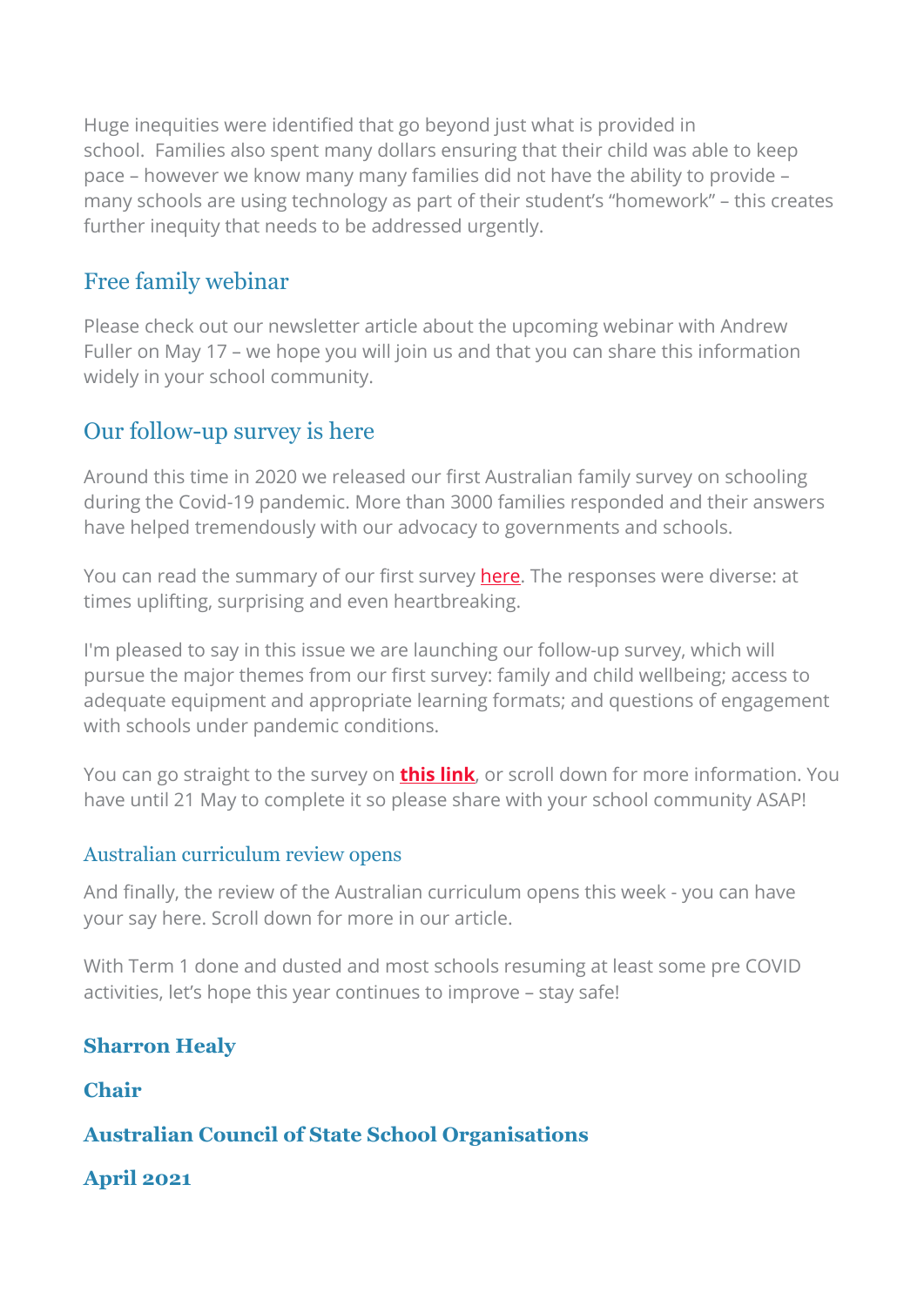Huge inequities were identified that go beyond just what is provided in school. Families also spent many dollars ensuring that their child was able to keep pace – however we know many many families did not have the ability to provide – many schools are using technology as part of their student's "homework" – this creates further inequity that needs to be addressed urgently.

## Free family webinar

Please check out our newsletter article about the upcoming webinar with Andrew Fuller on May 17 – we hope you will join us and that you can share this information widely in your school community.

## Our follow-up survey is here

Around this time in 2020 we released our first Australian family survey on schooling during the Covid-19 pandemic. More than 3000 families responded and their answers have helped tremendously with our advocacy to governments and schools.

You can read the summary of our first survey here. The responses were diverse: at times uplifting, surprising and even heartbreaking.

I'm pleased to say in this issue we are launching our follow-up survey, which will pursue the major themes from our first survey: family and child wellbeing; access to adequate equipment and appropriate learning formats; and questions of engagement with schools under pandemic conditions.

You can go straight to the survey on **this link**, or scroll down for more information. You have until 21 May to complete it so please share with your school community ASAP!

### Australian curriculum review opens

And finally, the review of the Australian curriculum opens this week - you can have your say here. Scroll down for more in our article.

With Term 1 done and dusted and most schools resuming at least some pre COVID activities, let's hope this year continues to improve – stay safe!

**Sharron Healy**

**Chair**

**Australian Council of State School Organisations**

**April 2021**